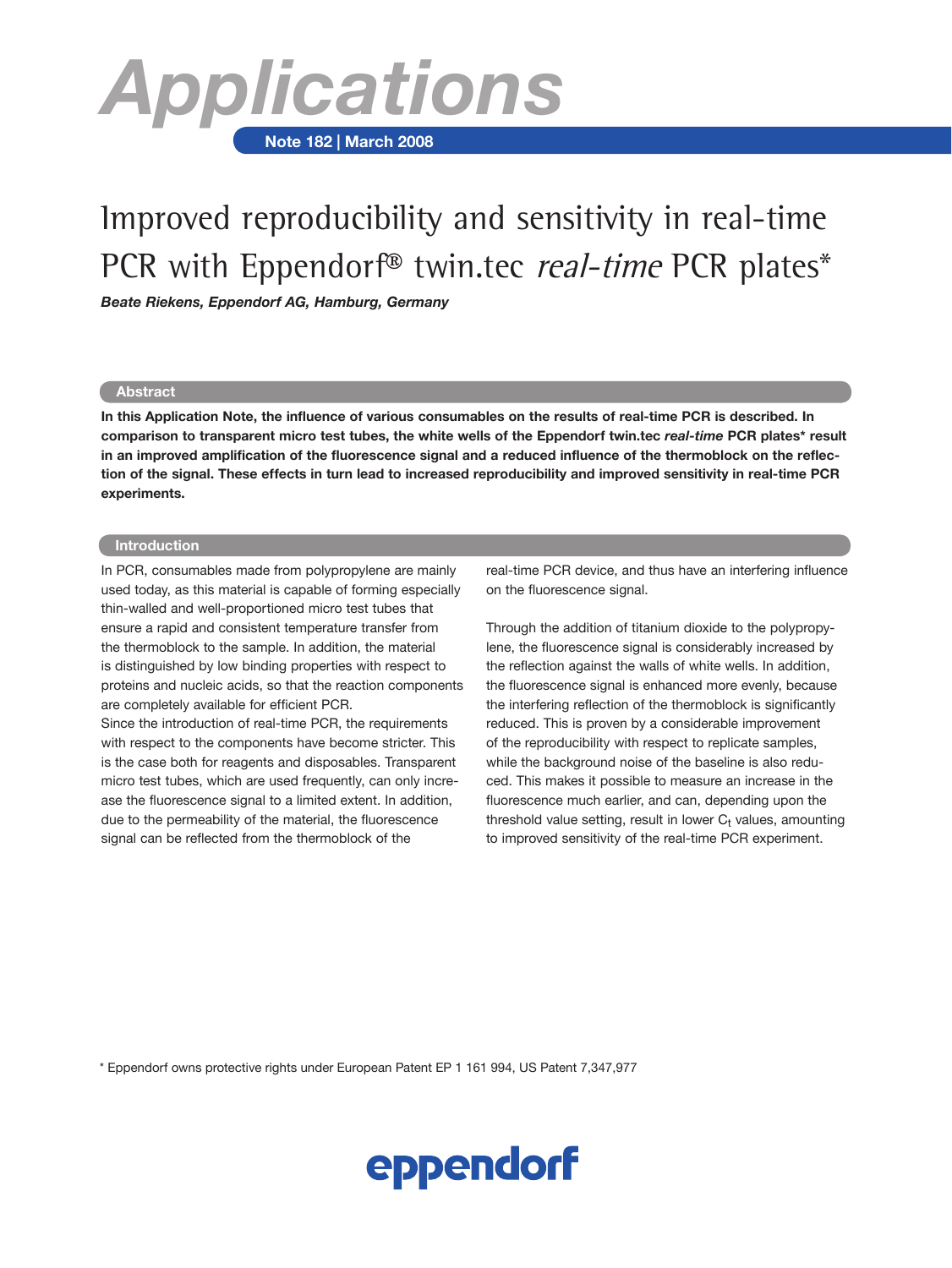# Applications

**Note 182 | March 2008**

# Improved reproducibility and sensitivity in real-time PCR with Eppendorf® twin.tec *real-time* PCR plates*

***Beate Riekens, Eppendorf AG, Hamburg, Germany***

## Abstract

**In this Application Note, the influence of various consumables on the results of real-time PCR is described. In comparison to transparent micro test tubes, the white wells of the Eppendorf twin.tec *real-time* PCR plates* result in an improved amplification of the fluorescence signal and a reduced influence of the thermoblock on the reflection of the signal. These effects in turn lead to increased reproducibility and improved sensitivity in real-time PCR experiments.**

## Introduction

In PCR, consumables made from polypropylene are mainly used today, as this material is capable of forming especially thin-walled and well-proportioned micro test tubes that ensure a rapid and consistent temperature transfer from the thermoblock to the sample. In addition, the material is distinguished by low binding properties with respect to proteins and nucleic acids, so that the reaction components are completely available for efficient PCR.

Since the introduction of real-time PCR, the requirements with respect to the components have become stricter. This is the case both for reagents and disposables. Transparent micro test tubes, which are used frequently, can only increase the fluorescence signal to a limited extent. In addition, due to the permeability of the material, the fluorescence signal can be reflected from the thermoblock of the real-time PCR device, and thus have an interfering influence on the fluorescence signal.

Through the addition of titanium dioxide to the polypropylene, the fluorescence signal is considerably increased by the reflection against the walls of white wells. In addition, the fluorescence signal is enhanced more evenly, because the interfering reflection of the thermoblock is significantly reduced. This is proven by a considerable improvement of the reproducibility with respect to replicate samples, while the background noise of the baseline is also reduced. This makes it possible to measure an increase in the fluorescence much earlier, and can, depending upon the threshold value setting, result in lower $C_t$ values, amounting to improved sensitivity of the real-time PCR experiment.

\* Eppendorf owns protective rights under European Patent EP 1 161 994, US Patent 7,347,977

eppendorf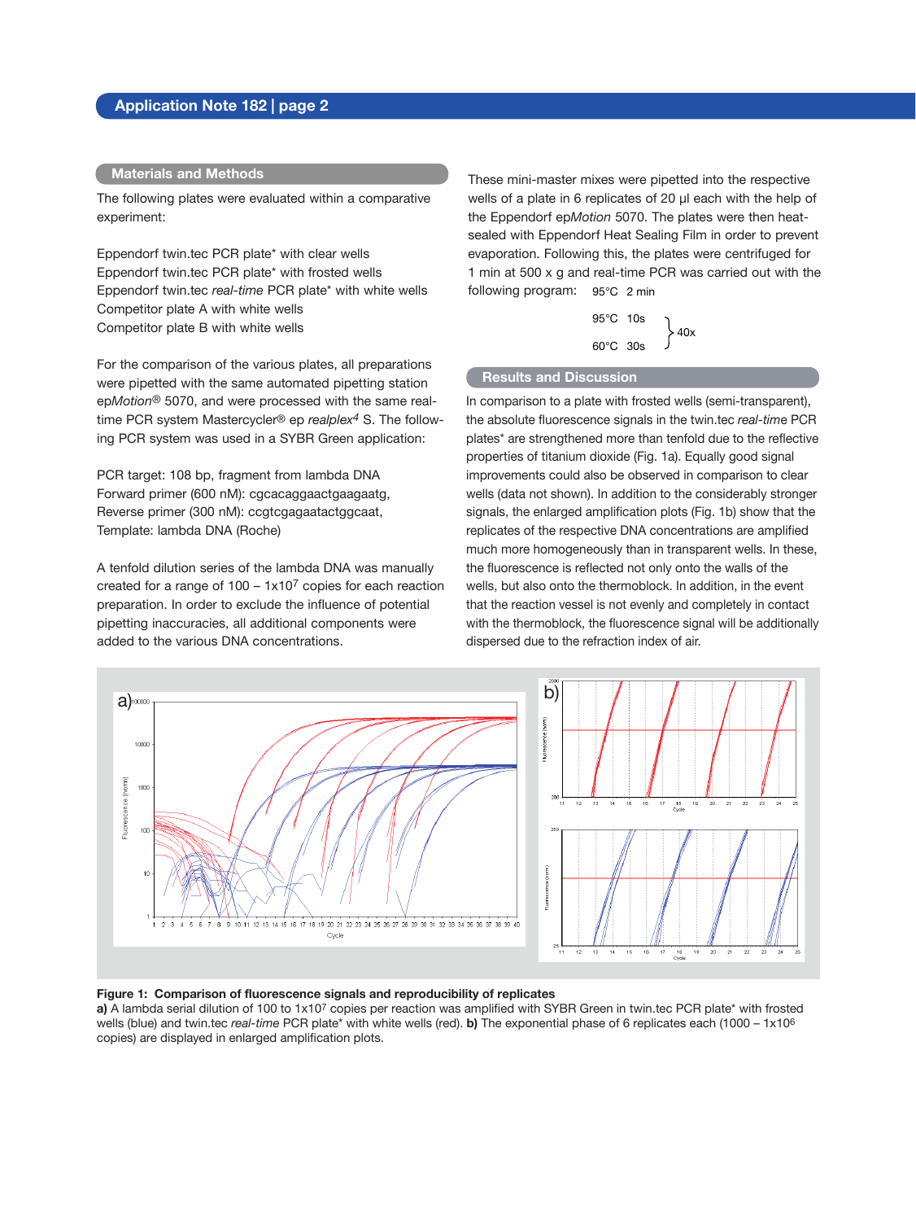## Materials and Methods

The following plates were evaluated within a comparative experiment:

Eppendorf twin.tec PCR plate* with clear wells
Eppendorf twin.tec PCR plate* with frosted wells
Eppendorf twin.tec *real-time* PCR plate* with white wells
Competitor plate A with white wells
Competitor plate B with white wells

For the comparison of the various plates, all preparations were pipetted with the same automated pipetting station ep*Motion*® 5070, and were processed with the same real-time PCR system Mastercycler® ep *realplex*[4] S. The following PCR system was used in a SYBR Green application:

PCR target: 108 bp, fragment from lambda DNA
Forward primer (600 nM): cgcacaggaactgaagaatg,
Reverse primer (300 nM): ccgtcgagaatactggcaat,
Template: lambda DNA (Roche)

A tenfold dilution series of the lambda DNA was manually created for a range of 100 – $1x10^7$ copies for each reaction preparation. In order to exclude the influence of potential pipetting inaccuracies, all additional components were added to the various DNA concentrations.

These mini-master mixes were pipetted into the respective wells of a plate in 6 replicates of 20 µl each with the help of the Eppendorf ep*Motion* 5070. The plates were then heat-sealed with Eppendorf Heat Sealing Film in order to prevent evaporation. Following this, the plates were centrifuged for 1 min at 500 x g and real-time PCR was carried out with the following program: 95°C 2 min

95°C 10s
60°C 30s } 40x

## Results and Discussion

In comparison to a plate with frosted wells (semi-transparent), the absolute fluorescence signals in the twin.tec *real-time* PCR plates* are strengthened more than tenfold due to the reflective properties of titanium dioxide (Fig. 1a). Equally good signal improvements could also be observed in comparison to clear wells (data not shown). In addition to the considerably stronger signals, the enlarged amplification plots (Fig. 1b) show that the replicates of the respective DNA concentrations are amplified much more homogeneously than in transparent wells. In these, the fluorescence is reflected not only onto the walls of the wells, but also onto the thermoblock. In addition, in the event that the reaction vessel is not evenly and completely in contact with the thermoblock, the fluorescence signal will be additionally dispersed due to the refraction index of air.

**Figure 1: Comparison of fluorescence signals and reproducibility of replicates**
**a)** A lambda serial dilution of 100 to $1x10^7$ copies per reaction was amplified with SYBR Green in twin.tec PCR plate* with frosted wells (blue) and twin.tec *real-time* PCR plate* with white wells (red). **b)** The exponential phase of 6 replicates each (1000 – $1x10^6$ copies) are displayed in enlarged amplification plots.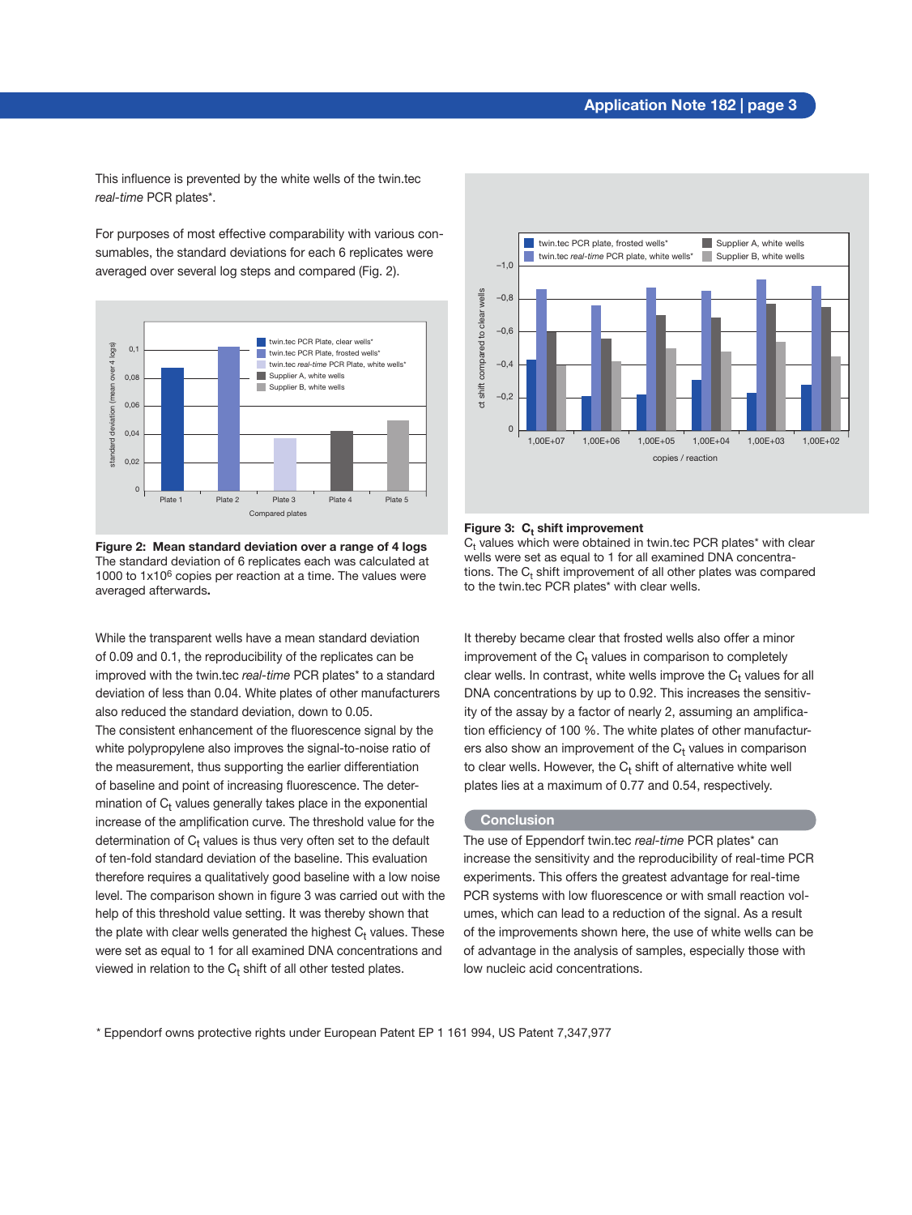This influence is prevented by the white wells of the twin.tec *real-time* PCR plates*.

For purposes of most effective comparability with various consumables, the standard deviations for each 6 replicates were averaged over several log steps and compared (Fig. 2).

**Figure 2: Mean standard deviation over a range of 4 logs**
The standard deviation of 6 replicates each was calculated at 1000 to $1x10^6$ copies per reaction at a time. The values were averaged afterwards**.**

**Figure 3: $C_t$ shift improvement**
$C_t$ values which were obtained in twin.tec PCR plates* with clear wells were set as equal to 1 for all examined DNA concentrations. The $C_t$ shift improvement of all other plates was compared to the twin.tec PCR plates* with clear wells.

While the transparent wells have a mean standard deviation of 0.09 and 0.1, the reproducibility of the replicates can be improved with the twin.tec *real-time* PCR plates* to a standard deviation of less than 0.04. White plates of other manufacturers also reduced the standard deviation, down to 0.05.
The consistent enhancement of the fluorescence signal by the white polypropylene also improves the signal-to-noise ratio of the measurement, thus supporting the earlier differentiation of baseline and point of increasing fluorescence. The determination of $C_t$ values generally takes place in the exponential increase of the amplification curve. The threshold value for the determination of $C_t$ values is thus very often set to the default of ten-fold standard deviation of the baseline. This evaluation therefore requires a qualitatively good baseline with a low noise level. The comparison shown in figure 3 was carried out with the help of this threshold value setting. It was thereby shown that the plate with clear wells generated the highest $C_t$ values. These were set as equal to 1 for all examined DNA concentrations and viewed in relation to the $C_t$ shift of all other tested plates.

It thereby became clear that frosted wells also offer a minor improvement of the $C_t$ values in comparison to completely clear wells. In contrast, white wells improve the $C_t$ values for all DNA concentrations by up to 0.92. This increases the sensitivity of the assay by a factor of nearly 2, assuming an amplification efficiency of 100 %. The white plates of other manufacturers also show an improvement of the $C_t$ values in comparison to clear wells. However, the $C_t$ shift of alternative white well plates lies at a maximum of 0.77 and 0.54, respectively.

## Conclusion

The use of Eppendorf twin.tec *real-time* PCR plates* can increase the sensitivity and the reproducibility of real-time PCR experiments. This offers the greatest advantage for real-time PCR systems with low fluorescence or with small reaction volumes, which can lead to a reduction of the signal. As a result of the improvements shown here, the use of white wells can be of advantage in the analysis of samples, especially those with low nucleic acid concentrations.

\* Eppendorf owns protective rights under European Patent EP 1 161 994, US Patent 7,347,977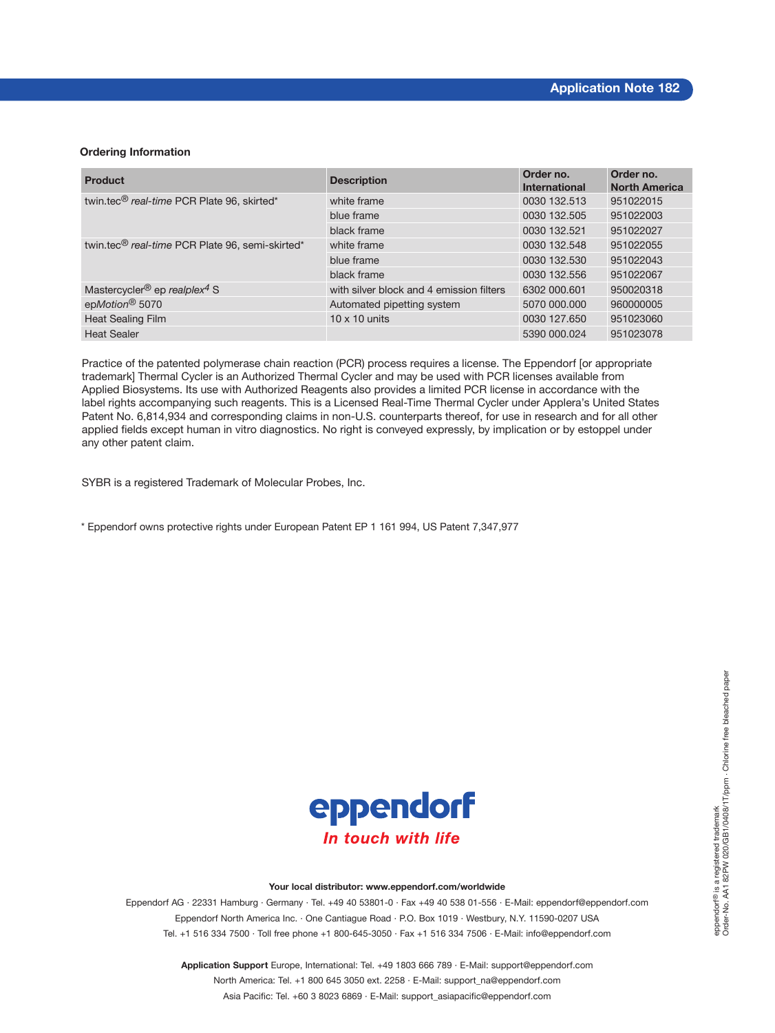**Ordering Information**

| Product | Description | Order no. International | Order no. North America |
|---|---|---|---|
| twin.tec® *real-time* PCR Plate 96, skirted* | white frame | 0030 132.513 | 951022015 |
| | blue frame | 0030 132.505 | 951022003 |
| | black frame | 0030 132.521 | 951022027 |
| twin.tec® *real-time* PCR Plate 96, semi-skirted* | white frame | 0030 132.548 | 951022055 |
| | blue frame | 0030 132.530 | 951022043 |
| | black frame | 0030 132.556 | 951022067 |
| Mastercycler® ep *realplex⁴* S | with silver block and 4 emission filters | 6302 000.601 | 950020318 |
| ep*Motion*® 5070 | Automated pipetting system | 5070 000.000 | 960000005 |
| Heat Sealing Film | 10 x 10 units | 0030 127.650 | 951023060 |
| Heat Sealer | | 5390 000.024 | 951023078 |

Practice of the patented polymerase chain reaction (PCR) process requires a license. The Eppendorf [or appropriate trademark] Thermal Cycler is an Authorized Thermal Cycler and may be used with PCR licenses available from Applied Biosystems. Its use with Authorized Reagents also provides a limited PCR license in accordance with the label rights accompanying such reagents. This is a Licensed Real-Time Thermal Cycler under Applera's United States Patent No. 6,814,934 and corresponding claims in non-U.S. counterparts thereof, for use in research and for all other applied fields except human in vitro diagnostics. No right is conveyed expressly, by implication or by estoppel under any other patent claim.

SYBR is a registered Trademark of Molecular Probes, Inc.

\* Eppendorf owns protective rights under European Patent EP 1 161 994, US Patent 7,347,977

eppendorf
*In touch with life*

**Your local distributor: www.eppendorf.com/worldwide**

Eppendorf AG · 22331 Hamburg · Germany · Tel. +49 40 53801-0 · Fax +49 40 538 01-556 · E-Mail: eppendorf@eppendorf.com

Eppendorf North America Inc. · One Cantiague Road · P.O. Box 1019 · Westbury, N.Y. 11590-0207 USA

Tel. +1 516 334 7500 · Toll free phone +1 800-645-3050 · Fax +1 516 334 7506 · E-Mail: info@eppendorf.com

**Application Support** Europe, International: Tel. +49 1803 666 789 · E-Mail: support@eppendorf.com

North America: Tel. +1 800 645 3050 ext. 2258 · E-Mail: support_na@eppendorf.com

Asia Pacific: Tel. +60 3 8023 6869 · E-Mail: support_asiapacific@eppendorf.com

eppendorf® is a registered trademark
Order-No. AA1 82PW 020/GB1/0408/1T/ppm · Chlorine free bleached paper